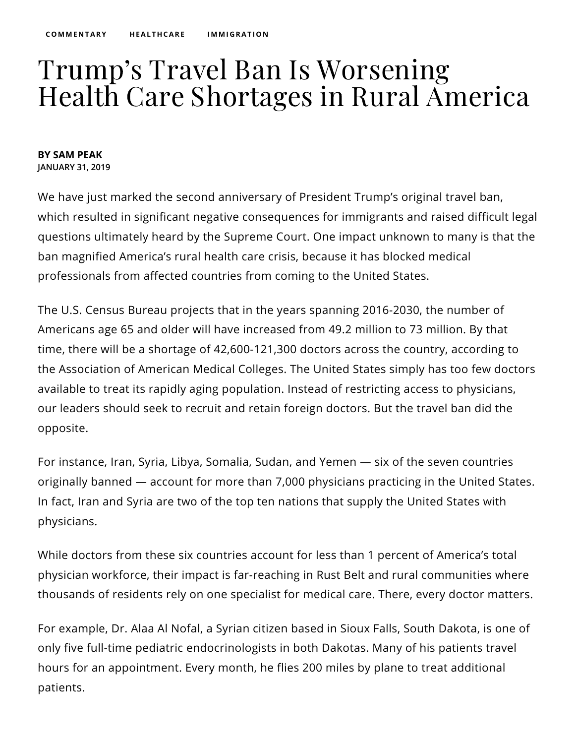COMMENTARY HEALTHCARE IMMIGRATION

# Trump's Travel Ban Is Worsening Health Care Shortages in Rural America

**BY SAM PEAK**
**JANUARY 31, 2019**

We have just marked the second anniversary of President Trump's original travel ban, which resulted in significant negative consequences for immigrants and raised difficult legal questions ultimately heard by the Supreme Court. One impact unknown to many is that the ban magnified America's rural health care crisis, because it has blocked medical professionals from affected countries from coming to the United States.

The U.S. Census Bureau projects that in the years spanning 2016-2030, the number of Americans age 65 and older will have increased from 49.2 million to 73 million. By that time, there will be a shortage of 42,600-121,300 doctors across the country, according to the Association of American Medical Colleges. The United States simply has too few doctors available to treat its rapidly aging population. Instead of restricting access to physicians, our leaders should seek to recruit and retain foreign doctors. But the travel ban did the opposite.

For instance, Iran, Syria, Libya, Somalia, Sudan, and Yemen — six of the seven countries originally banned — account for more than 7,000 physicians practicing in the United States. In fact, Iran and Syria are two of the top ten nations that supply the United States with physicians.

While doctors from these six countries account for less than 1 percent of America's total physician workforce, their impact is far-reaching in Rust Belt and rural communities where thousands of residents rely on one specialist for medical care. There, every doctor matters.

For example, Dr. Alaa Al Nofal, a Syrian citizen based in Sioux Falls, South Dakota, is one of only five full-time pediatric endocrinologists in both Dakotas. Many of his patients travel hours for an appointment. Every month, he flies 200 miles by plane to treat additional patients.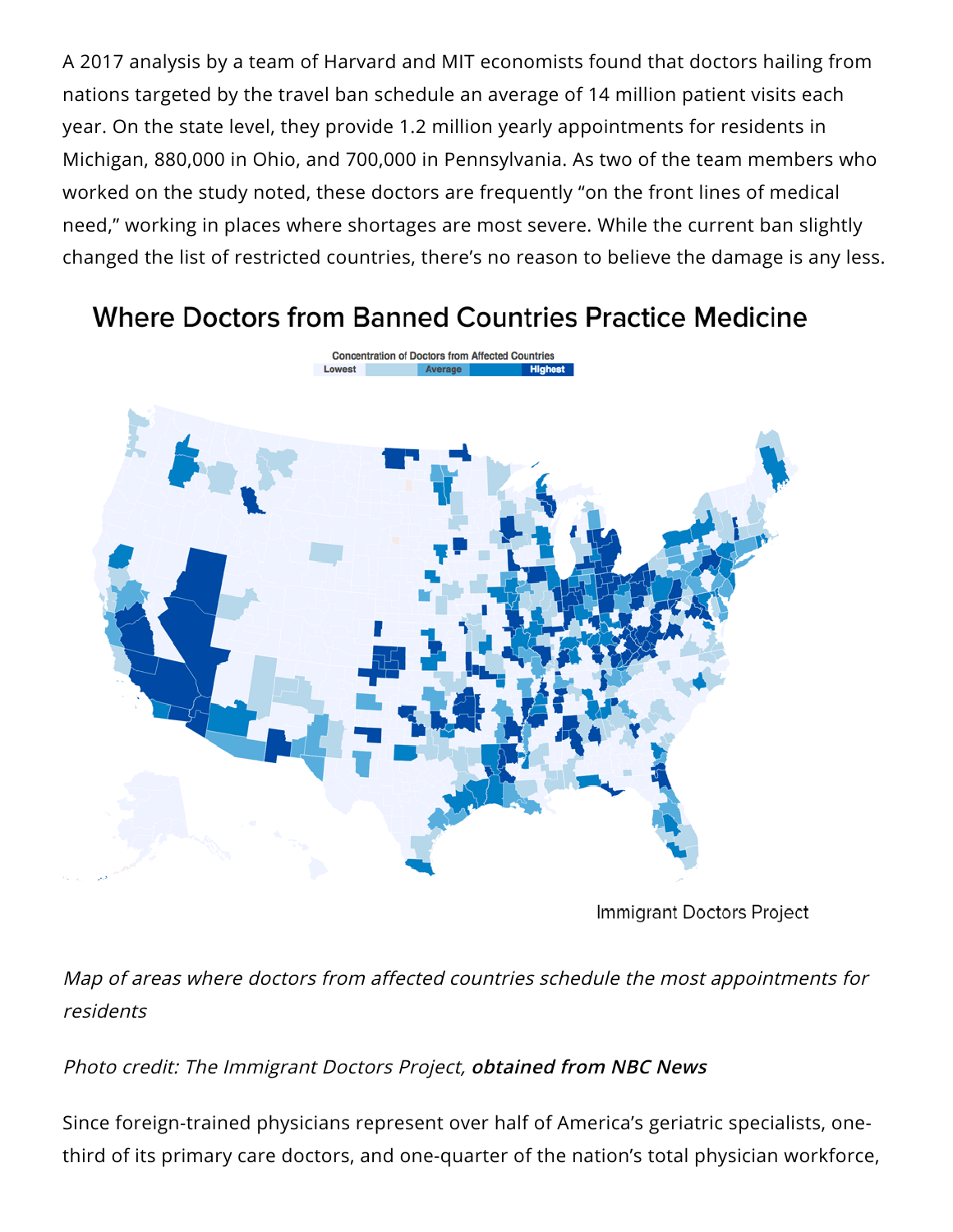A 2017 analysis by a team of Harvard and MIT economists found that doctors hailing from nations targeted by the travel ban schedule an average of 14 million patient visits each year. On the state level, they provide 1.2 million yearly appointments for residents in Michigan, 880,000 in Ohio, and 700,000 in Pennsylvania. As two of the team members who worked on the study noted, these doctors are frequently "on the front lines of medical need," working in places where shortages are most severe. While the current ban slightly changed the list of restricted countries, there's no reason to believe the damage is any less.

## Where Doctors from Banned Countries Practice Medicine

Concentration of Doctors from Affected Countries

Lowest — Average — Highest

Immigrant Doctors Project

*Map of areas where doctors from affected countries schedule the most appointments for residents*

*Photo credit: The Immigrant Doctors Project, **obtained from NBC News***

Since foreign-trained physicians represent over half of America's geriatric specialists, one-third of its primary care doctors, and one-quarter of the nation's total physician workforce,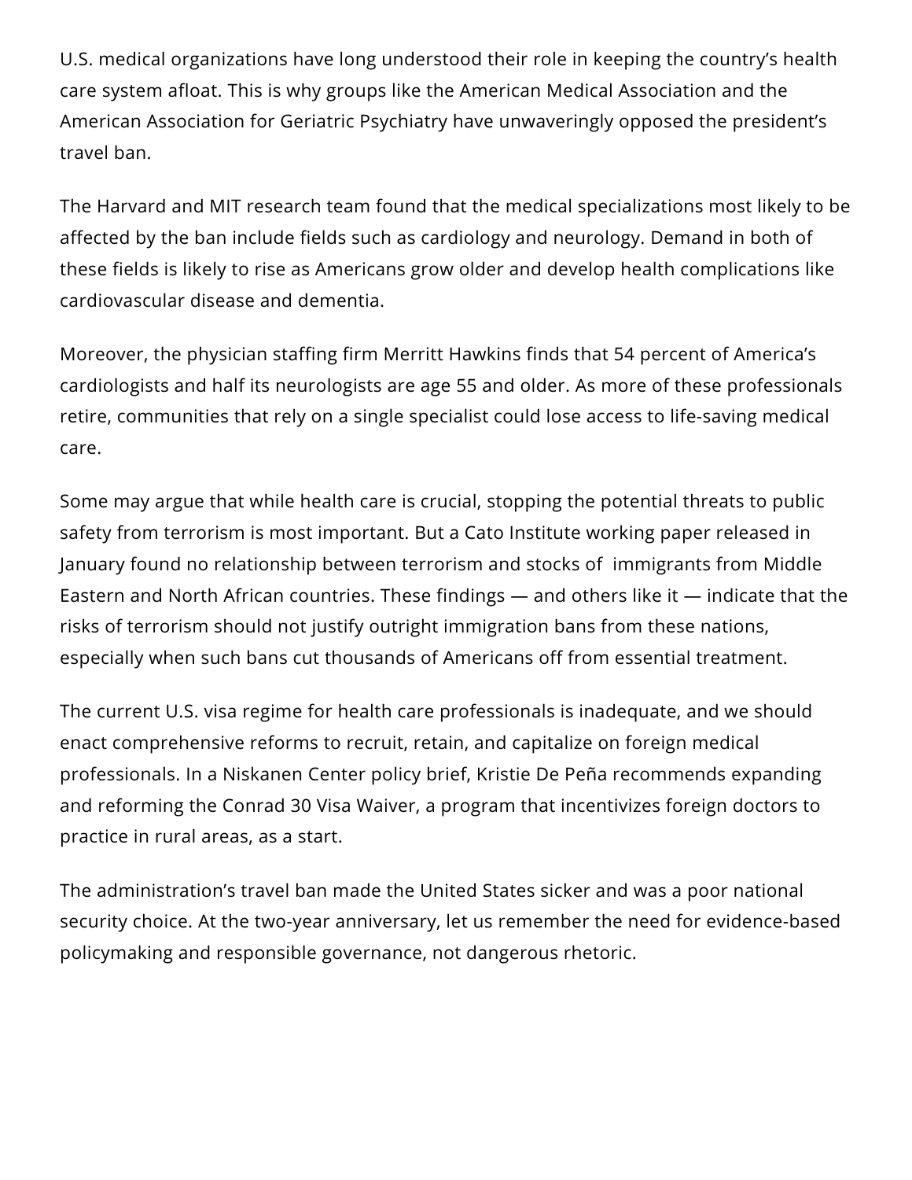U.S. medical organizations have long understood their role in keeping the country's health care system afloat. This is why groups like the American Medical Association and the American Association for Geriatric Psychiatry have unwaveringly opposed the president's travel ban.

The Harvard and MIT research team found that the medical specializations most likely to be affected by the ban include fields such as cardiology and neurology. Demand in both of these fields is likely to rise as Americans grow older and develop health complications like cardiovascular disease and dementia.

Moreover, the physician staffing firm Merritt Hawkins finds that 54 percent of America's cardiologists and half its neurologists are age 55 and older. As more of these professionals retire, communities that rely on a single specialist could lose access to life-saving medical care.

Some may argue that while health care is crucial, stopping the potential threats to public safety from terrorism is most important. But a Cato Institute working paper released in January found no relationship between terrorism and stocks of immigrants from Middle Eastern and North African countries. These findings — and others like it — indicate that the risks of terrorism should not justify outright immigration bans from these nations, especially when such bans cut thousands of Americans off from essential treatment.

The current U.S. visa regime for health care professionals is inadequate, and we should enact comprehensive reforms to recruit, retain, and capitalize on foreign medical professionals. In a Niskanen Center policy brief, Kristie De Peña recommends expanding and reforming the Conrad 30 Visa Waiver, a program that incentivizes foreign doctors to practice in rural areas, as a start.

The administration's travel ban made the United States sicker and was a poor national security choice. At the two-year anniversary, let us remember the need for evidence-based policymaking and responsible governance, not dangerous rhetoric.